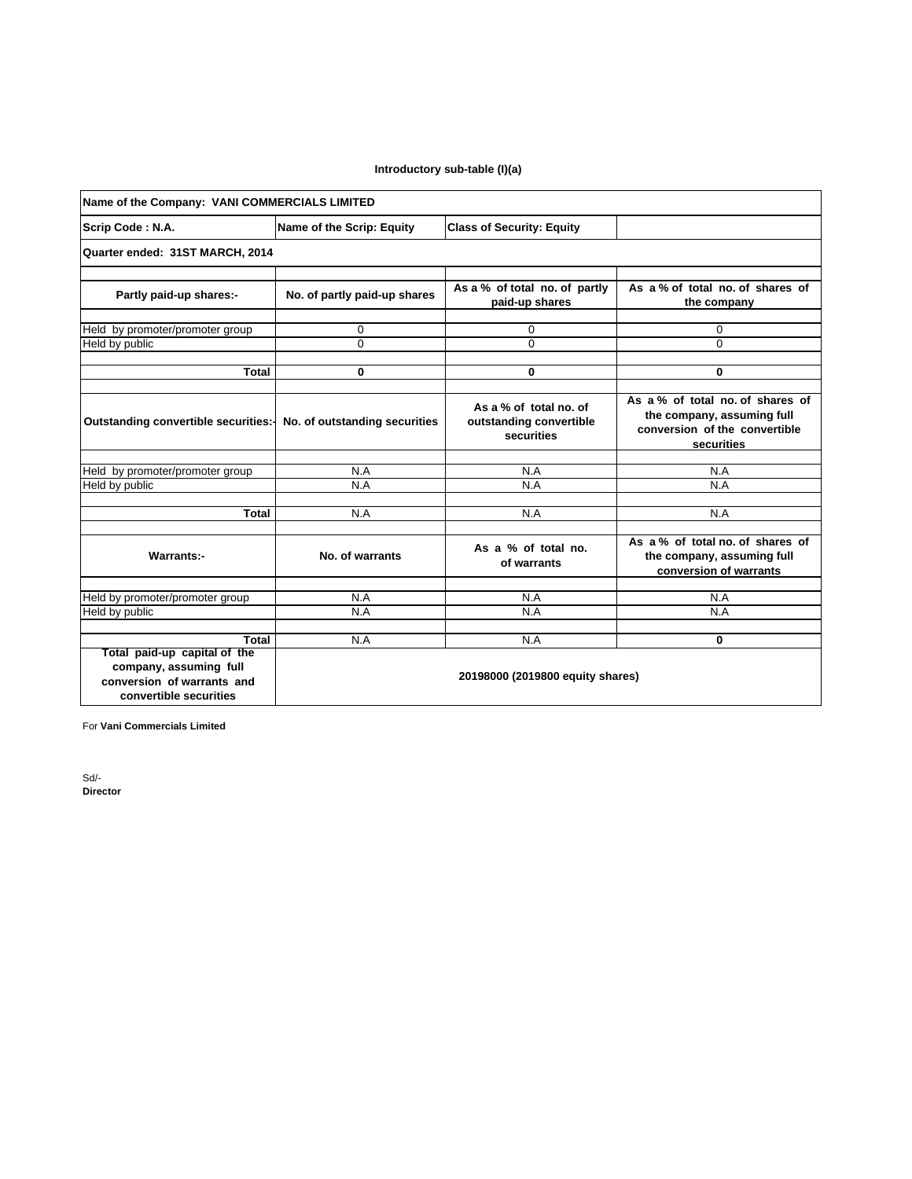**Introductory sub-table (I)(a)**

| Name of the Company: VANI COMMERCIALS LIMITED | | | |
|---|---|---|---|
| Scrip Code : N.A. | Name of the Scrip: Equity | Class of Security: Equity | |
| Quarter ended: 31ST MARCH, 2014 | | | |
| | | | |
| **Partly paid-up shares:-** | **No. of partly paid-up shares** | **As a % of total no. of partly paid-up shares** | **As a % of total no. of shares of the company** |
| | | | |
| Held by promoter/promoter group | 0 | 0 | 0 |
| Held by public | 0 | 0 | 0 |
| | | | |
| **Total** | **0** | **0** | **0** |
| | | | |
| **Outstanding convertible securities:-** | **No. of outstanding securities** | **As a % of total no. of outstanding convertible securities** | **As a % of total no. of shares of the company, assuming full conversion of the convertible securities** |
| | | | |
| Held by promoter/promoter group | N.A | N.A | N.A |
| Held by public | N.A | N.A | N.A |
| | | | |
| **Total** | N.A | N.A | N.A |
| | | | |
| **Warrants:-** | **No. of warrants** | **As a % of total no. of warrants** | **As a % of total no. of shares of the company, assuming full conversion of warrants** |
| | | | |
| Held by promoter/promoter group | N.A | N.A | N.A |
| Held by public | N.A | N.A | N.A |
| | | | |
| **Total** | N.A | N.A | **0** |
| **Total paid-up capital of the company, assuming full conversion of warrants and convertible securities** | **20198000 (2019800 equity shares)** | | |

For **Vani Commercials Limited**

Sd/-
**Director**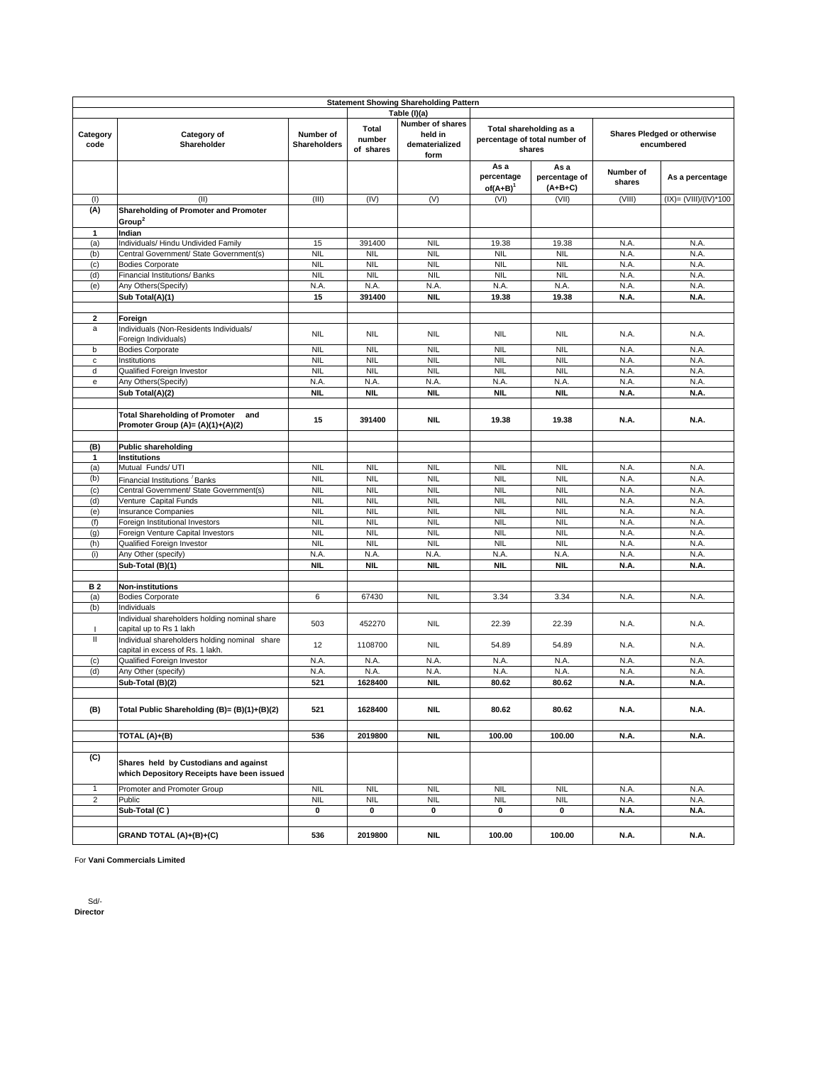| Statement Showing Shareholding Pattern | | | | | | | | |
|---|---|---|---|---|---|---|---|---|
| | | | Table (I)(a) | | | | | |
| Category code | Category of Shareholder | Number of Shareholders | Total number of shares | Number of shares held in dematerialized form | Total shareholding as a percentage of total number of shares | | Shares Pledged or otherwise encumbered | |
| | | | | | As a percentage of(A+B)[1] | As a percentage of (A+B+C) | Number of shares | As a percentage |
| (I) | (II) | (III) | (IV) | (V) | (VI) | (VII) | (VIII) | (IX)= (VIII)/(IV)*100 |
| (A) | **Shareholding of Promoter and Promoter Group[2]** | | | | | | | |
| **1** | **Indian** | | | | | | | |
| (a) | Individuals/ Hindu Undivided Family | 15 | 391400 | NIL | 19.38 | 19.38 | N.A. | N.A. |
| (b) | Central Government/ State Government(s) | NIL | NIL | NIL | NIL | NIL | N.A. | N.A. |
| (c) | Bodies Corporate | NIL | NIL | NIL | NIL | NIL | N.A. | N.A. |
| (d) | Financial Institutions/ Banks | NIL | NIL | NIL | NIL | NIL | N.A. | N.A. |
| (e) | Any Others(Specify) | N.A. | N.A. | N.A. | N.A. | N.A. | N.A. | N.A. |
| | **Sub Total(A)(1)** | **15** | **391400** | **NIL** | **19.38** | **19.38** | **N.A.** | **N.A.** |
| **2** | **Foreign** | | | | | | | |
| a | Individuals (Non-Residents Individuals/ Foreign Individuals) | NIL | NIL | NIL | NIL | NIL | N.A. | N.A. |
| b | Bodies Corporate | NIL | NIL | NIL | NIL | NIL | N.A. | N.A. |
| c | Institutions | NIL | NIL | NIL | NIL | NIL | N.A. | N.A. |
| d | Qualified Foreign Investor | NIL | NIL | NIL | NIL | NIL | N.A. | N.A. |
| e | Any Others(Specify) | N.A. | N.A. | N.A. | N.A. | N.A. | N.A. | N.A. |
| | **Sub Total(A)(2)** | **NIL** | **NIL** | **NIL** | **NIL** | **NIL** | **N.A.** | **N.A.** |
| | **Total Shareholding of Promoter and Promoter Group (A)= (A)(1)+(A)(2)** | **15** | **391400** | **NIL** | **19.38** | **19.38** | **N.A.** | **N.A.** |
| **(B)** | **Public shareholding** | | | | | | | |
| **1** | **Institutions** | | | | | | | |
| (a) | Mutual Funds/ UTI | NIL | NIL | NIL | NIL | NIL | N.A. | N.A. |
| (b) | Financial Institutions / Banks | NIL | NIL | NIL | NIL | NIL | N.A. | N.A. |
| (c) | Central Government/ State Government(s) | NIL | NIL | NIL | NIL | NIL | N.A. | N.A. |
| (d) | Venture Capital Funds | NIL | NIL | NIL | NIL | NIL | N.A. | N.A. |
| (e) | Insurance Companies | NIL | NIL | NIL | NIL | NIL | N.A. | N.A. |
| (f) | Foreign Institutional Investors | NIL | NIL | NIL | NIL | NIL | N.A. | N.A. |
| (g) | Foreign Venture Capital Investors | NIL | NIL | NIL | NIL | NIL | N.A. | N.A. |
| (h) | Qualified Foreign Investor | NIL | NIL | NIL | NIL | NIL | N.A. | N.A. |
| (i) | Any Other (specify) | N.A. | N.A. | N.A. | N.A. | N.A. | N.A. | N.A. |
| | **Sub-Total (B)(1)** | **NIL** | **NIL** | **NIL** | **NIL** | **NIL** | **N.A.** | **N.A.** |
| **B 2** | **Non-institutions** | | | | | | | |
| (a) | Bodies Corporate | 6 | 67430 | NIL | 3.34 | 3.34 | N.A. | N.A. |
| (b) | Individuals | | | | | | | |
| I | Individual shareholders holding nominal share capital up to Rs 1 lakh | 503 | 452270 | NIL | 22.39 | 22.39 | N.A. | N.A. |
| II | Individual shareholders holding nominal share capital in excess of Rs. 1 lakh. | 12 | 1108700 | NIL | 54.89 | 54.89 | N.A. | N.A. |
| (c) | Qualified Foreign Investor | N.A. | N.A. | N.A. | N.A. | N.A. | N.A. | N.A. |
| (d) | Any Other (specify) | N.A. | N.A. | N.A. | N.A. | N.A. | N.A. | N.A. |
| | **Sub-Total (B)(2)** | **521** | **1628400** | **NIL** | **80.62** | **80.62** | **N.A.** | **N.A.** |
| **(B)** | **Total Public Shareholding (B)= (B)(1)+(B)(2)** | **521** | **1628400** | **NIL** | **80.62** | **80.62** | **N.A.** | **N.A.** |
| | **TOTAL (A)+(B)** | **536** | **2019800** | **NIL** | **100.00** | **100.00** | **N.A.** | **N.A.** |
| **(C)** | **Shares held by Custodians and against which Depository Receipts have been issued** | | | | | | | |
| 1 | Promoter and Promoter Group | NIL | NIL | NIL | NIL | NIL | N.A. | N.A. |
| 2 | Public | NIL | NIL | NIL | NIL | NIL | N.A. | N.A. |
| | **Sub-Total (C )** | **0** | **0** | **0** | **0** | **0** | **N.A.** | **N.A.** |
| | **GRAND TOTAL (A)+(B)+(C)** | **536** | **2019800** | **NIL** | **100.00** | **100.00** | **N.A.** | **N.A.** |

For **Vani Commercials Limited**

Sd/-
**Director**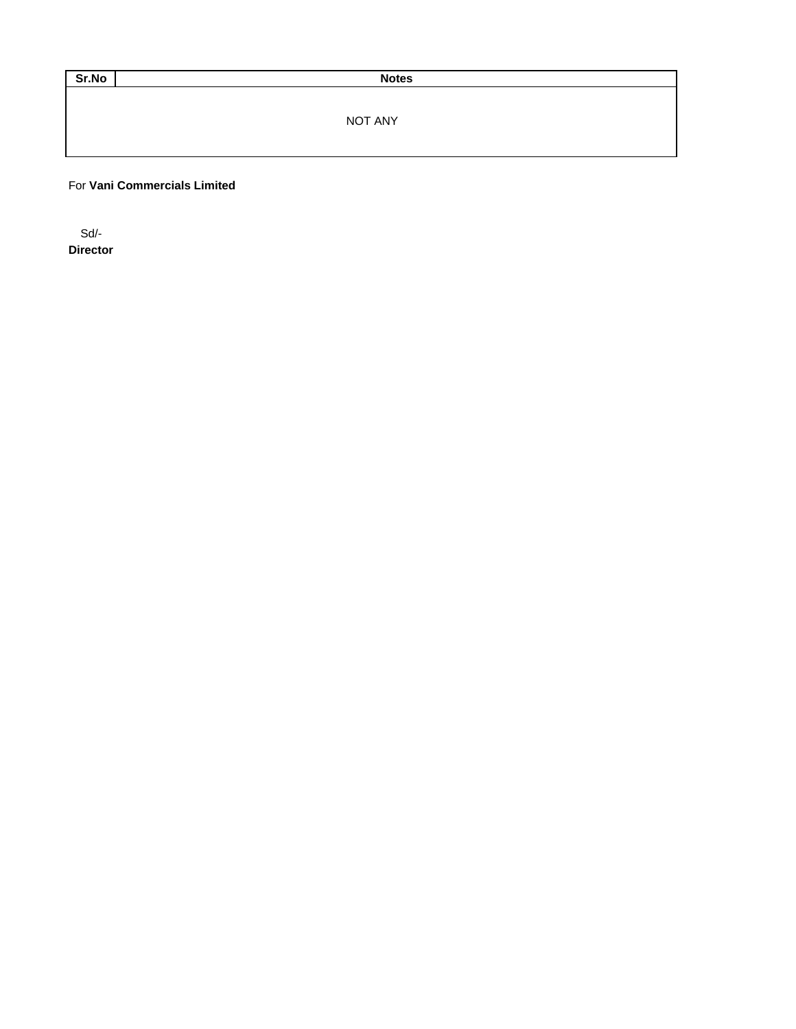| Sr.No | Notes |
| --- | --- |
| | NOT ANY |

For **Vani Commercials Limited**

Sd/-
**Director**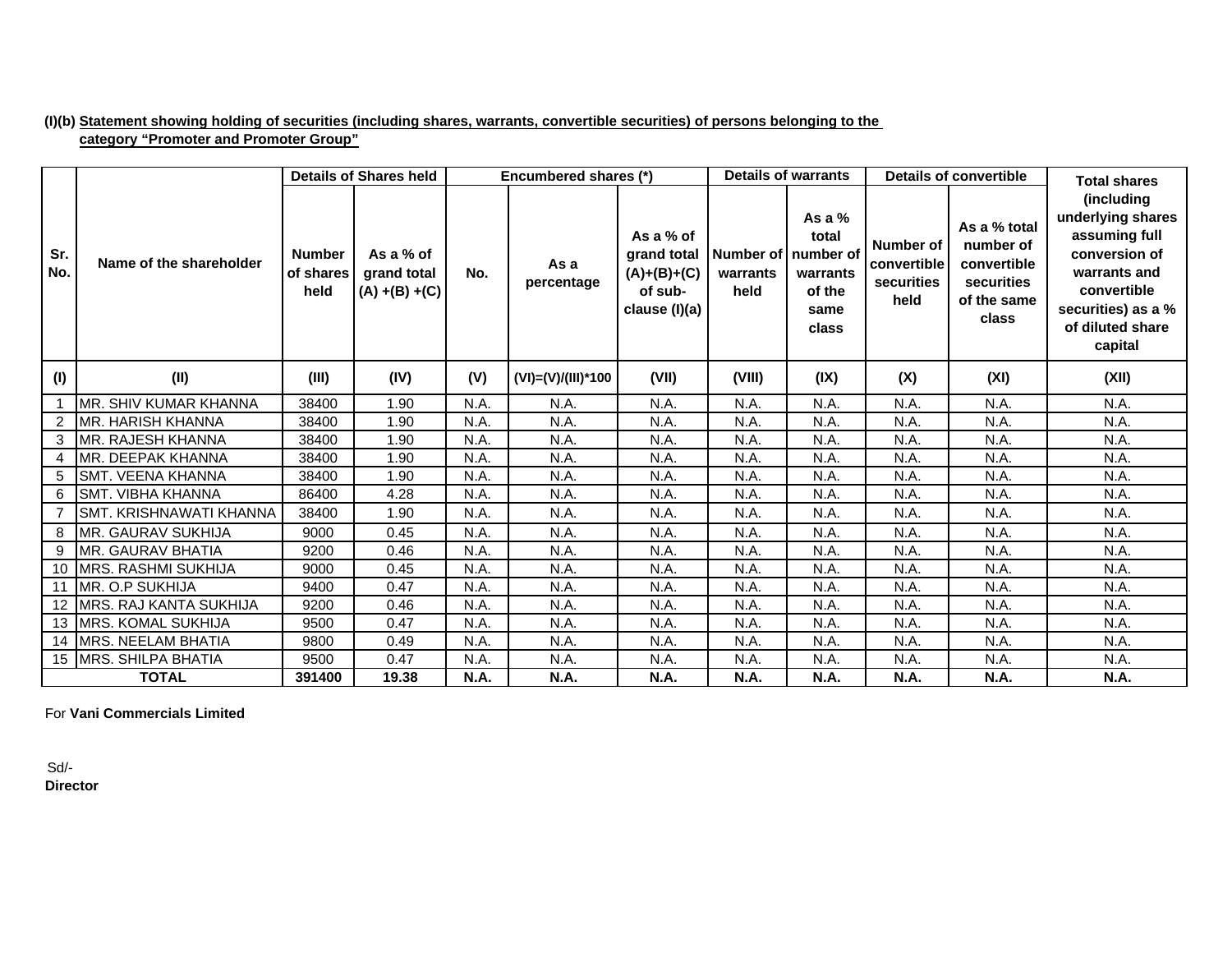**(I)(b) Statement showing holding of securities (including shares, warrants, convertible securities) of persons belonging to the category "Promoter and Promoter Group"**

| Sr. No. | Name of the shareholder | Details of Shares held | | Encumbered shares (*) | | | Details of warrants | | Details of convertible | | Total shares (including underlying shares assuming full conversion of warrants and convertible securities) as a % of diluted share capital |
|---|---|---|---|---|---|---|---|---|---|---|---|
| | | Number of shares held | As a % of grand total (A) +(B) +(C) | No. | As a percentage | As a % of grand total (A)+(B)+(C) of sub-clause (I)(a) | Number of warrants held | As a % total number of warrants of the same class | Number of convertible securities held | As a % total number of convertible securities of the same class | |
| (I) | (II) | (III) | (IV) | (V) | (VI)=(V)/(III)*100 | (VII) | (VIII) | (IX) | (X) | (XI) | (XII) |
| 1 | MR. SHIV KUMAR KHANNA | 38400 | 1.90 | N.A. | N.A. | N.A. | N.A. | N.A. | N.A. | N.A. | N.A. |
| 2 | MR. HARISH KHANNA | 38400 | 1.90 | N.A. | N.A. | N.A. | N.A. | N.A. | N.A. | N.A. | N.A. |
| 3 | MR. RAJESH KHANNA | 38400 | 1.90 | N.A. | N.A. | N.A. | N.A. | N.A. | N.A. | N.A. | N.A. |
| 4 | MR. DEEPAK KHANNA | 38400 | 1.90 | N.A. | N.A. | N.A. | N.A. | N.A. | N.A. | N.A. | N.A. |
| 5 | SMT. VEENA KHANNA | 38400 | 1.90 | N.A. | N.A. | N.A. | N.A. | N.A. | N.A. | N.A. | N.A. |
| 6 | SMT. VIBHA KHANNA | 86400 | 4.28 | N.A. | N.A. | N.A. | N.A. | N.A. | N.A. | N.A. | N.A. |
| 7 | SMT. KRISHNAWATI KHANNA | 38400 | 1.90 | N.A. | N.A. | N.A. | N.A. | N.A. | N.A. | N.A. | N.A. |
| 8 | MR. GAURAV SUKHIJA | 9000 | 0.45 | N.A. | N.A. | N.A. | N.A. | N.A. | N.A. | N.A. | N.A. |
| 9 | MR. GAURAV BHATIA | 9200 | 0.46 | N.A. | N.A. | N.A. | N.A. | N.A. | N.A. | N.A. | N.A. |
| 10 | MRS. RASHMI SUKHIJA | 9000 | 0.45 | N.A. | N.A. | N.A. | N.A. | N.A. | N.A. | N.A. | N.A. |
| 11 | MR. O.P SUKHIJA | 9400 | 0.47 | N.A. | N.A. | N.A. | N.A. | N.A. | N.A. | N.A. | N.A. |
| 12 | MRS. RAJ KANTA SUKHIJA | 9200 | 0.46 | N.A. | N.A. | N.A. | N.A. | N.A. | N.A. | N.A. | N.A. |
| 13 | MRS. KOMAL SUKHIJA | 9500 | 0.47 | N.A. | N.A. | N.A. | N.A. | N.A. | N.A. | N.A. | N.A. |
| 14 | MRS. NEELAM BHATIA | 9800 | 0.49 | N.A. | N.A. | N.A. | N.A. | N.A. | N.A. | N.A. | N.A. |
| 15 | MRS. SHILPA BHATIA | 9500 | 0.47 | N.A. | N.A. | N.A. | N.A. | N.A. | N.A. | N.A. | N.A. |
| **TOTAL** | | **391400** | **19.38** | **N.A.** | **N.A.** | **N.A.** | **N.A.** | **N.A.** | **N.A.** | **N.A.** | **N.A.** |

For **Vani Commercials Limited**

Sd/-
**Director**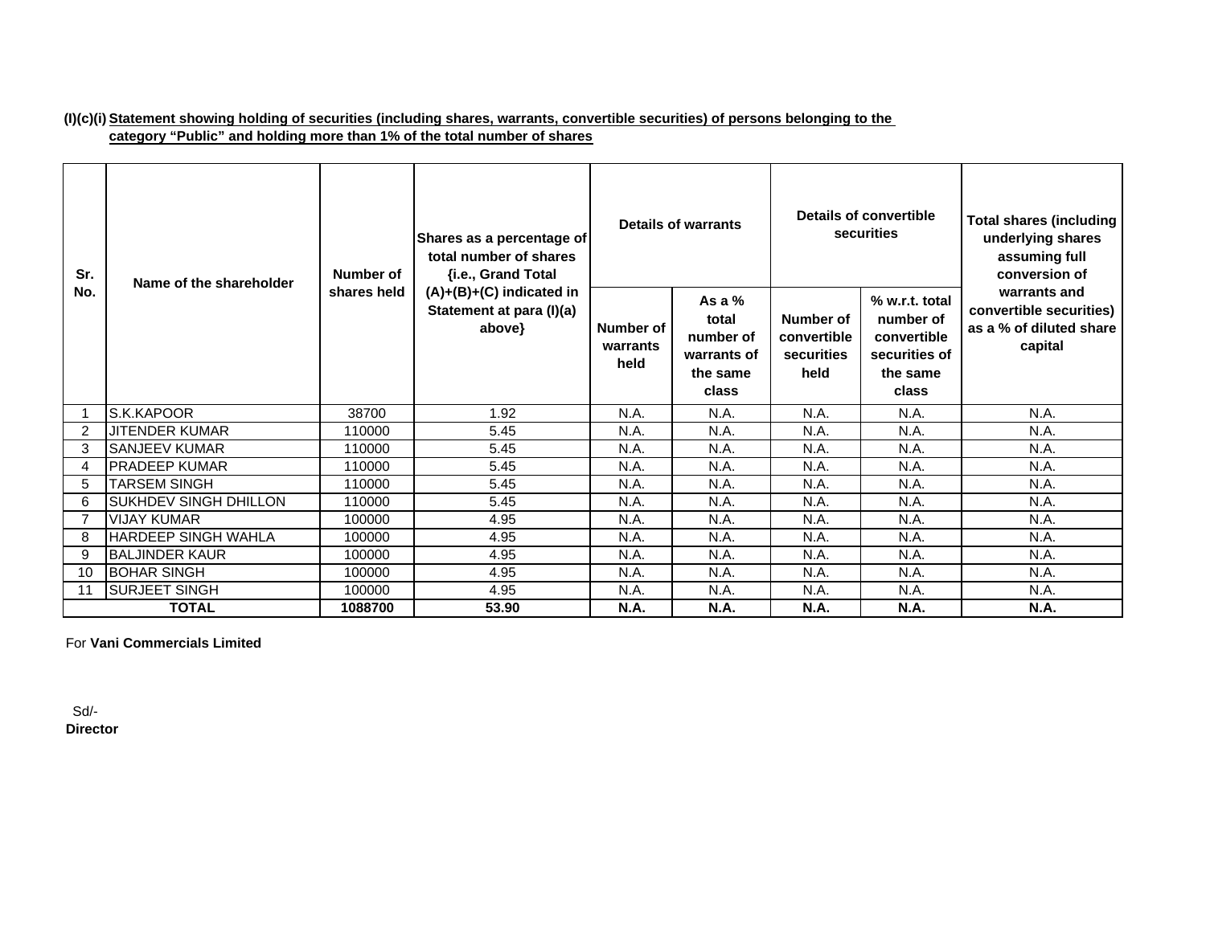**(I)(c)(i) Statement showing holding of securities (including shares, warrants, convertible securities) of persons belonging to the category "Public" and holding more than 1% of the total number of shares**

| Sr. No. | Name of the shareholder | Number of shares held | Shares as a percentage of total number of shares {i.e., Grand Total (A)+(B)+(C) indicated in Statement at para (I)(a) above} | Details of warrants | | Details of convertible securities | | Total shares (including underlying shares assuming full conversion of warrants and convertible securities) as a % of diluted share capital |
|---|---|---|---|---|---|---|---|---|
| | | | | Number of warrants held | As a % total number of warrants of the same class | Number of convertible securities held | % w.r.t. total number of convertible securities of the same class | |
| 1 | S.K.KAPOOR | 38700 | 1.92 | N.A. | N.A. | N.A. | N.A. | N.A. |
| 2 | JITENDER KUMAR | 110000 | 5.45 | N.A. | N.A. | N.A. | N.A. | N.A. |
| 3 | SANJEEV KUMAR | 110000 | 5.45 | N.A. | N.A. | N.A. | N.A. | N.A. |
| 4 | PRADEEP KUMAR | 110000 | 5.45 | N.A. | N.A. | N.A. | N.A. | N.A. |
| 5 | TARSEM SINGH | 110000 | 5.45 | N.A. | N.A. | N.A. | N.A. | N.A. |
| 6 | SUKHDEV SINGH DHILLON | 110000 | 5.45 | N.A. | N.A. | N.A. | N.A. | N.A. |
| 7 | VIJAY KUMAR | 100000 | 4.95 | N.A. | N.A. | N.A. | N.A. | N.A. |
| 8 | HARDEEP SINGH WAHLA | 100000 | 4.95 | N.A. | N.A. | N.A. | N.A. | N.A. |
| 9 | BALJINDER KAUR | 100000 | 4.95 | N.A. | N.A. | N.A. | N.A. | N.A. |
| 10 | BOHAR SINGH | 100000 | 4.95 | N.A. | N.A. | N.A. | N.A. | N.A. |
| 11 | SURJEET SINGH | 100000 | 4.95 | N.A. | N.A. | N.A. | N.A. | N.A. |
| **TOTAL** | | **1088700** | **53.90** | **N.A.** | **N.A.** | **N.A.** | **N.A.** | **N.A.** |

For **Vani Commercials Limited**

Sd/-
**Director**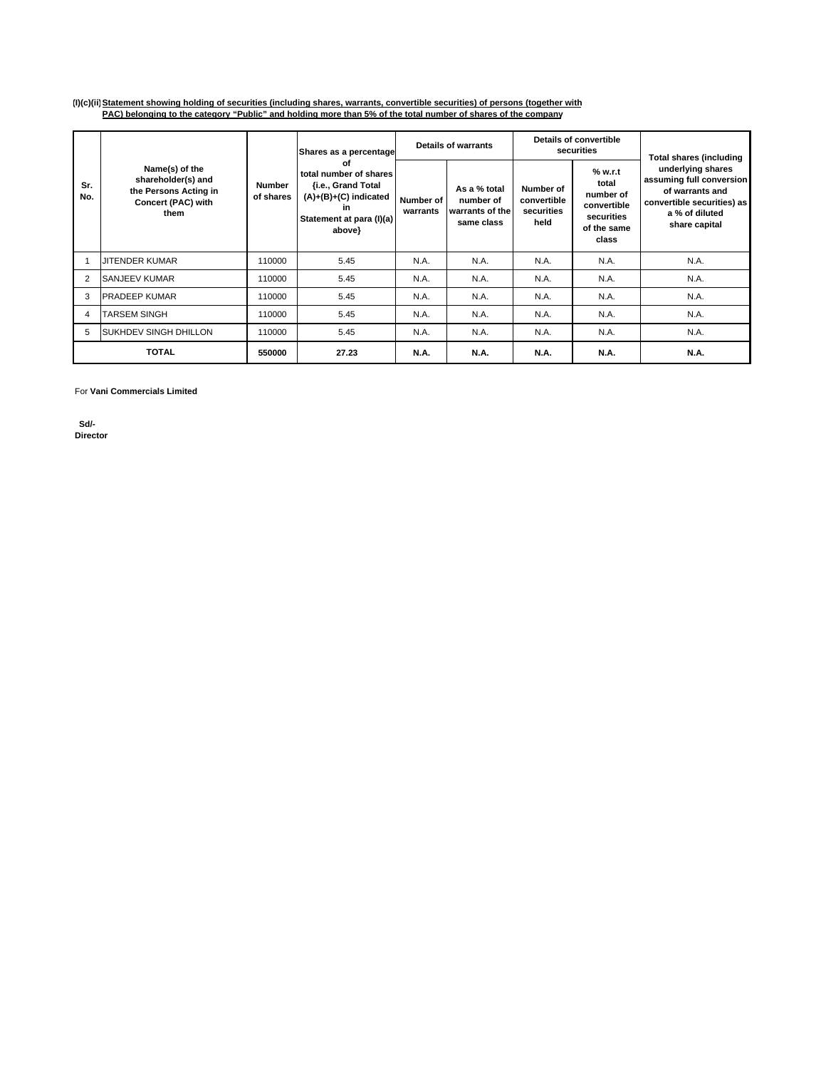**(I)(c)(ii) Statement showing holding of securities (including shares, warrants, convertible securities) of persons (together with PAC) belonging to the category "Public" and holding more than 5% of the total number of shares of the company**

| Sr. No. | Name(s) of the shareholder(s) and the Persons Acting in Concert (PAC) with them | Number of shares | Shares as a percentage of total number of shares {i.e., Grand Total (A)+(B)+(C) indicated in Statement at para (I)(a) above} | Details of warrants | | Details of convertible securities | | Total shares (including underlying shares assuming full conversion of warrants and convertible securities) as a % of diluted share capital |
|---|---|---|---|---|---|---|---|---|
| | | | | Number of warrants | As a % total number of warrants of the same class | Number of convertible securities held | % w.r.t total number of convertible securities of the same class | |
| 1 | JITENDER KUMAR | 110000 | 5.45 | N.A. | N.A. | N.A. | N.A. | N.A. |
| 2 | SANJEEV KUMAR | 110000 | 5.45 | N.A. | N.A. | N.A. | N.A. | N.A. |
| 3 | PRADEEP KUMAR | 110000 | 5.45 | N.A. | N.A. | N.A. | N.A. | N.A. |
| 4 | TARSEM SINGH | 110000 | 5.45 | N.A. | N.A. | N.A. | N.A. | N.A. |
| 5 | SUKHDEV SINGH DHILLON | 110000 | 5.45 | N.A. | N.A. | N.A. | N.A. | N.A. |
| **TOTAL** | | **550000** | **27.23** | **N.A.** | **N.A.** | **N.A.** | **N.A.** | **N.A.** |

For **Vani Commercials Limited**

**Sd/-**
**Director**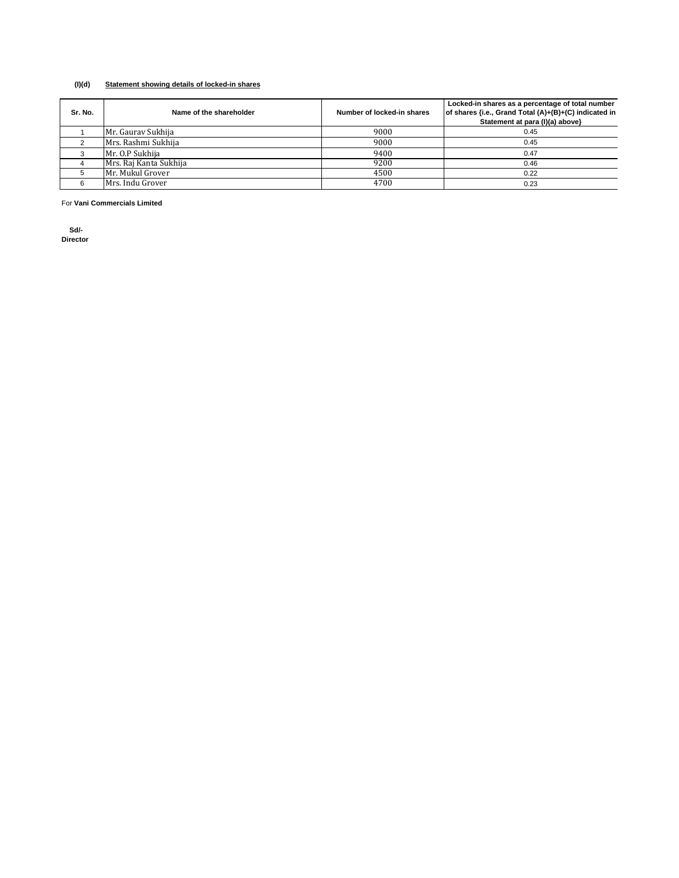**(I)(d) Statement showing details of locked-in shares**

| Sr. No. | Name of the shareholder | Number of locked-in shares | Locked-in shares as a percentage of total number of shares {i.e., Grand Total (A)+(B)+(C) indicated in Statement at para (I)(a) above} |
|---|---|---|---|
| 1 | Mr. Gaurav Sukhija | 9000 | 0.45 |
| 2 | Mrs. Rashmi Sukhija | 9000 | 0.45 |
| 3 | Mr. O.P Sukhija | 9400 | 0.47 |
| 4 | Mrs. Raj Kanta Sukhija | 9200 | 0.46 |
| 5 | Mr. Mukul Grover | 4500 | 0.22 |
| 6 | Mrs. Indu Grover | 4700 | 0.23 |

For **Vani Commercials Limited**

**Sd/-**
**Director**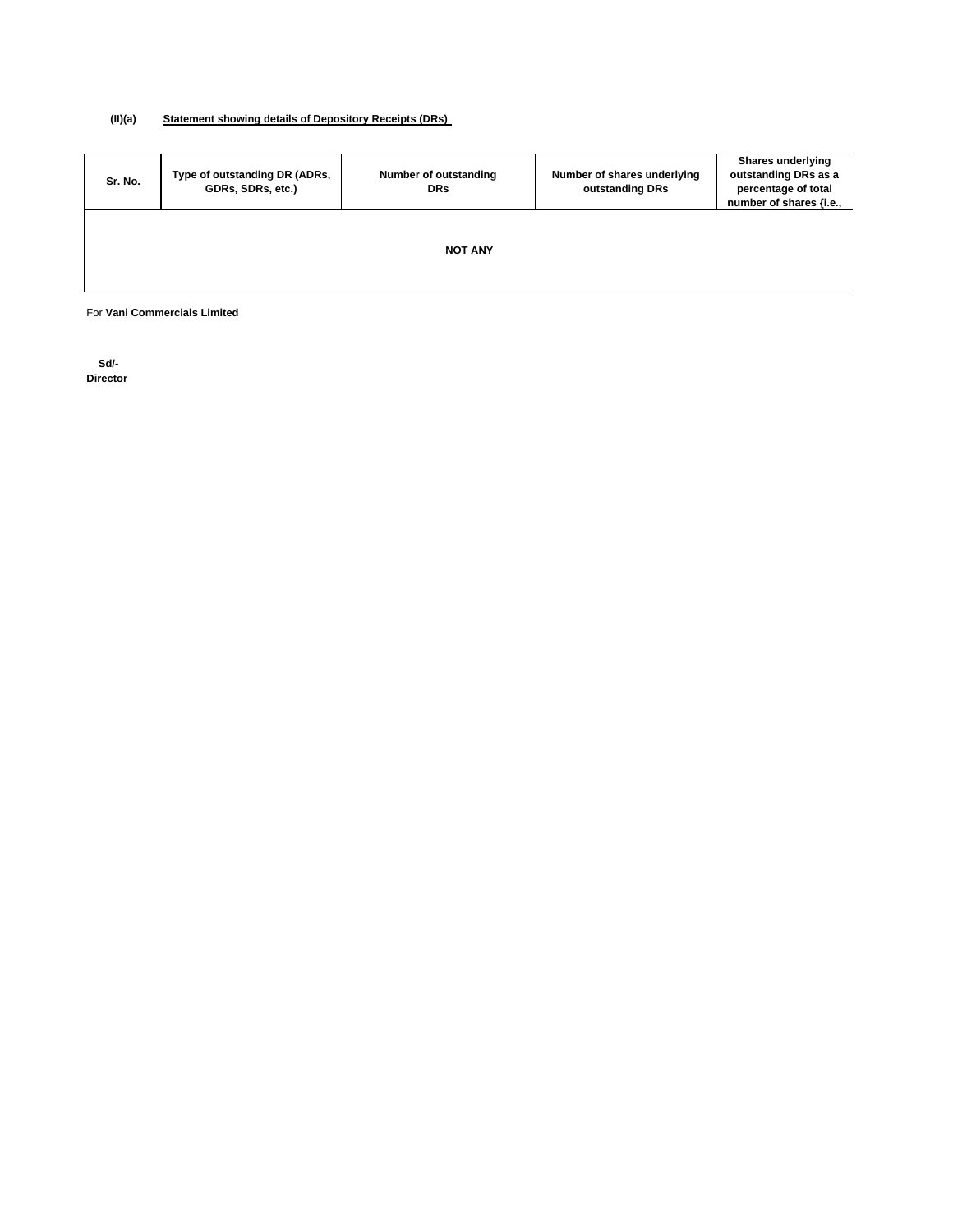**(II)(a)** **Statement showing details of Depository Receipts (DRs)**

| Sr. No. | Type of outstanding DR (ADRs, GDRs, SDRs, etc.) | Number of outstanding DRs | Number of shares underlying outstanding DRs | Shares underlying outstanding DRs as a percentage of total number of shares {i.e., |
|---|---|---|---|---|
| | | NOT ANY | | |

For **Vani Commercials Limited**

**Sd/-**
**Director**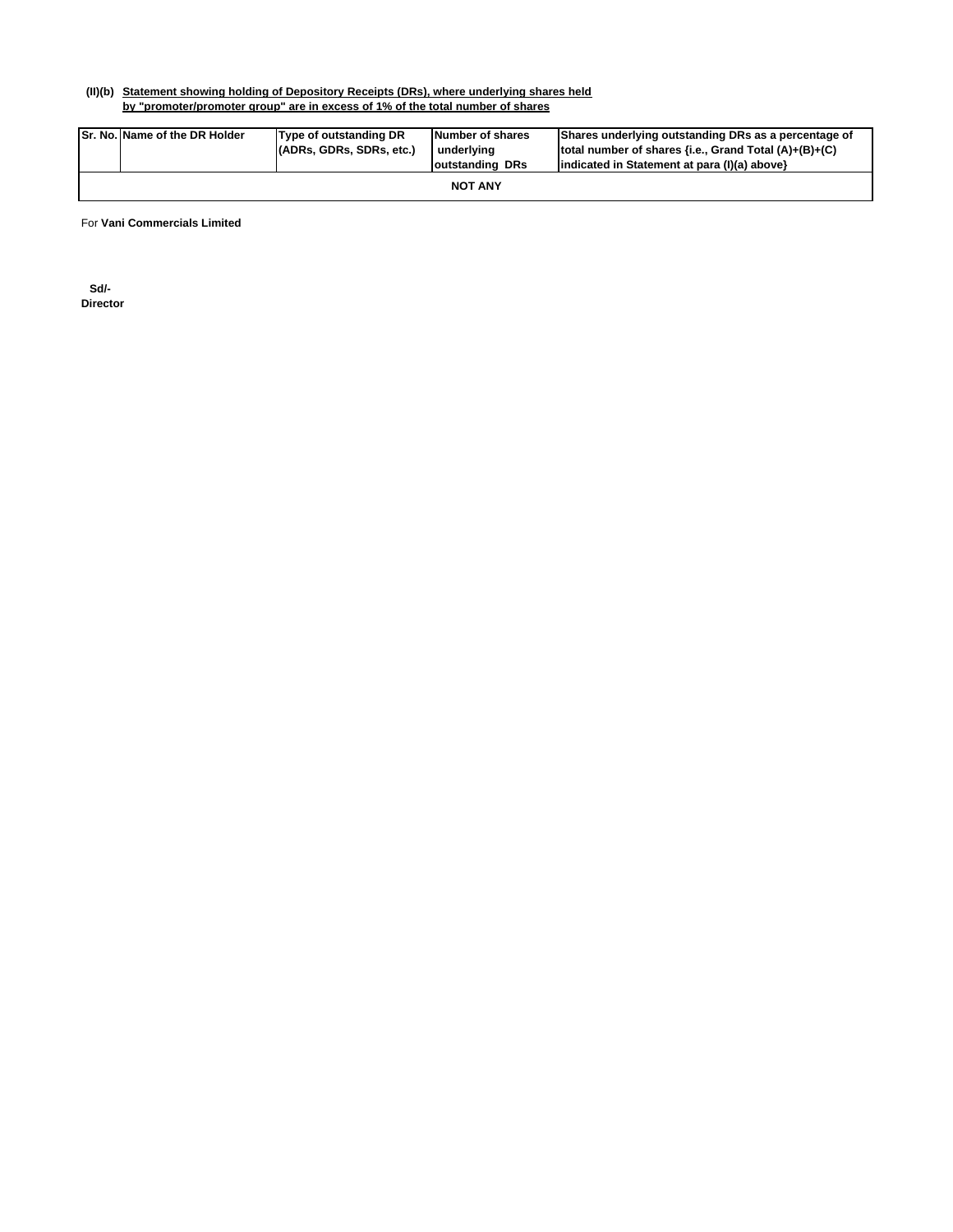**(II)(b) Statement showing holding of Depository Receipts (DRs), where underlying shares held by "promoter/promoter group" are in excess of 1% of the total number of shares**

| Sr. No. | Name of the DR Holder | Type of outstanding DR (ADRs, GDRs, SDRs, etc.) | Number of shares underlying outstanding DRs | Shares underlying outstanding DRs as a percentage of total number of shares {i.e., Grand Total (A)+(B)+(C) indicated in Statement at para (I)(a) above} |
|---|---|---|---|---|
| | | NOT ANY | | |

For **Vani Commercials Limited**

**Sd/-**
**Director**